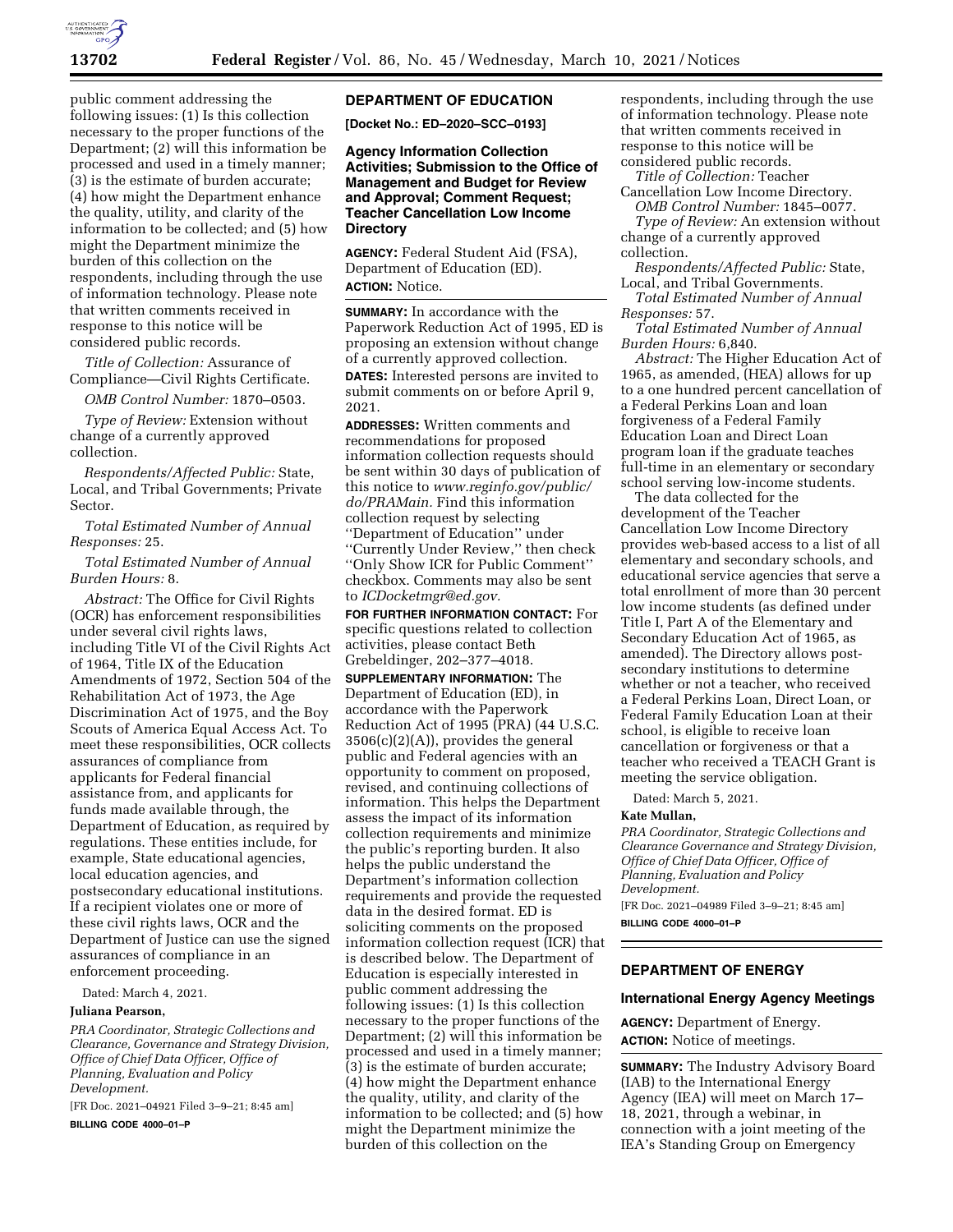public comment addressing the following issues: (1) Is this collection necessary to the proper functions of the Department; (2) will this information be processed and used in a timely manner; (3) is the estimate of burden accurate; (4) how might the Department enhance the quality, utility, and clarity of the information to be collected; and (5) how might the Department minimize the burden of this collection on the respondents, including through the use of information technology. Please note that written comments received in response to this notice will be considered public records.

*Title of Collection:* Assurance of Compliance—Civil Rights Certificate.

*OMB Control Number:* 1870–0503.

*Type of Review:* Extension without change of a currently approved collection.

*Respondents/Affected Public:* State, Local, and Tribal Governments; Private Sector.

*Total Estimated Number of Annual Responses:* 25.

*Total Estimated Number of Annual Burden Hours:* 8.

*Abstract:* The Office for Civil Rights (OCR) has enforcement responsibilities under several civil rights laws, including Title VI of the Civil Rights Act of 1964, Title IX of the Education Amendments of 1972, Section 504 of the Rehabilitation Act of 1973, the Age Discrimination Act of 1975, and the Boy Scouts of America Equal Access Act. To meet these responsibilities, OCR collects assurances of compliance from applicants for Federal financial assistance from, and applicants for funds made available through, the Department of Education, as required by regulations. These entities include, for example, State educational agencies, local education agencies, and postsecondary educational institutions. If a recipient violates one or more of these civil rights laws, OCR and the Department of Justice can use the signed assurances of compliance in an enforcement proceeding.

Dated: March 4, 2021.

**Juliana Pearson,**

*PRA Coordinator, Strategic Collections and Clearance, Governance and Strategy Division, Office of Chief Data Officer, Office of Planning, Evaluation and Policy Development.*

[FR Doc. 2021–04921 Filed 3–9–21; 8:45 am]

**BILLING CODE 4000–01–P**

## DEPARTMENT OF EDUCATION

**[Docket No.: ED–2020–SCC–0193]**

### Agency Information Collection Activities; Submission to the Office of Management and Budget for Review and Approval; Comment Request; Teacher Cancellation Low Income Directory

**AGENCY:** Federal Student Aid (FSA), Department of Education (ED).

**ACTION:** Notice.

**SUMMARY:** In accordance with the Paperwork Reduction Act of 1995, ED is proposing an extension without change of a currently approved collection.

**DATES:** Interested persons are invited to submit comments on or before April 9, 2021.

**ADDRESSES:** Written comments and recommendations for proposed information collection requests should be sent within 30 days of publication of this notice to *www.reginfo.gov/public/do/PRAMain.* Find this information collection request by selecting ''Department of Education'' under ''Currently Under Review,'' then check ''Only Show ICR for Public Comment'' checkbox. Comments may also be sent to *ICDocketmgr@ed.gov.*

**FOR FURTHER INFORMATION CONTACT:** For specific questions related to collection activities, please contact Beth Grebeldinger, 202–377–4018.

**SUPPLEMENTARY INFORMATION:** The Department of Education (ED), in accordance with the Paperwork Reduction Act of 1995 (PRA) (44 U.S.C. 3506(c)(2)(A)), provides the general public and Federal agencies with an opportunity to comment on proposed, revised, and continuing collections of information. This helps the Department assess the impact of its information collection requirements and minimize the public's reporting burden. It also helps the public understand the Department's information collection requirements and provide the requested data in the desired format. ED is soliciting comments on the proposed information collection request (ICR) that is described below. The Department of Education is especially interested in public comment addressing the following issues: (1) Is this collection necessary to the proper functions of the Department; (2) will this information be processed and used in a timely manner; (3) is the estimate of burden accurate; (4) how might the Department enhance the quality, utility, and clarity of the information to be collected; and (5) how might the Department minimize the burden of this collection on the respondents, including through the use of information technology. Please note that written comments received in response to this notice will be considered public records.

*Title of Collection:* Teacher Cancellation Low Income Directory.

*OMB Control Number:* 1845–0077.

*Type of Review:* An extension without change of a currently approved collection.

*Respondents/Affected Public:* State, Local, and Tribal Governments.

*Total Estimated Number of Annual Responses:* 57.

*Total Estimated Number of Annual Burden Hours:* 6,840.

*Abstract:* The Higher Education Act of 1965, as amended, (HEA) allows for up to a one hundred percent cancellation of a Federal Perkins Loan and loan forgiveness of a Federal Family Education Loan and Direct Loan program loan if the graduate teaches full-time in an elementary or secondary school serving low-income students.

The data collected for the development of the Teacher Cancellation Low Income Directory provides web-based access to a list of all elementary and secondary schools, and educational service agencies that serve a total enrollment of more than 30 percent low income students (as defined under Title I, Part A of the Elementary and Secondary Education Act of 1965, as amended). The Directory allows post-secondary institutions to determine whether or not a teacher, who received a Federal Perkins Loan, Direct Loan, or Federal Family Education Loan at their school, is eligible to receive loan cancellation or forgiveness or that a teacher who received a TEACH Grant is meeting the service obligation.

Dated: March 5, 2021.

**Kate Mullan,**

*PRA Coordinator, Strategic Collections and Clearance Governance and Strategy Division, Office of Chief Data Officer, Office of Planning, Evaluation and Policy Development.*

[FR Doc. 2021–04989 Filed 3–9–21; 8:45 am]

**BILLING CODE 4000–01–P**

## DEPARTMENT OF ENERGY

### International Energy Agency Meetings

**AGENCY:** Department of Energy.

**ACTION:** Notice of meetings.

**SUMMARY:** The Industry Advisory Board (IAB) to the International Energy Agency (IEA) will meet on March 17–18, 2021, through a webinar, in connection with a joint meeting of the IEA's Standing Group on Emergency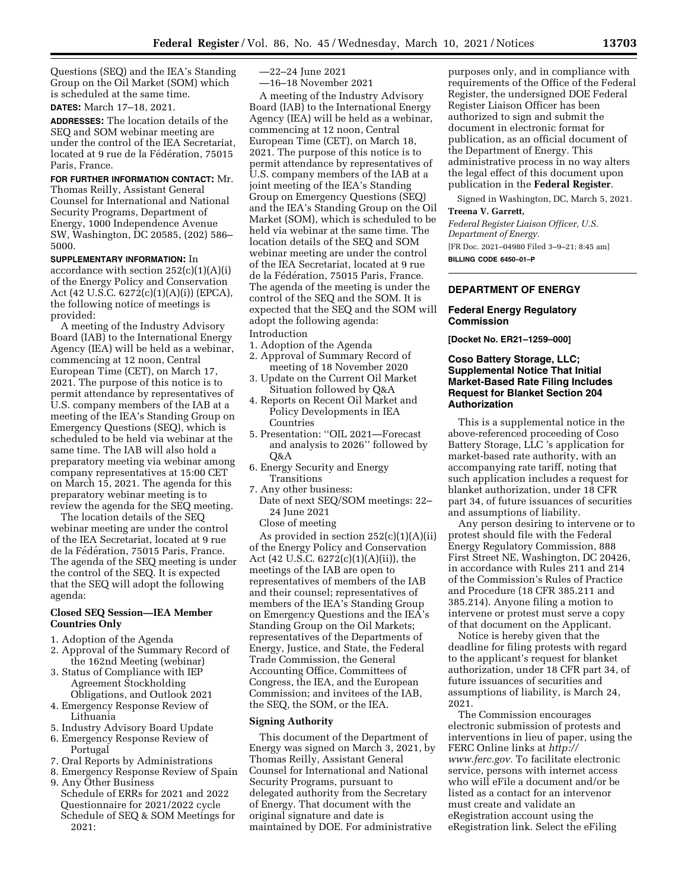Questions (SEQ) and the IEA's Standing Group on the Oil Market (SOM) which is scheduled at the same time.

**DATES:** March 17–18, 2021.

**ADDRESSES:** The location details of the SEQ and SOM webinar meeting are under the control of the IEA Secretariat, located at 9 rue de la Fédération, 75015 Paris, France.

**FOR FURTHER INFORMATION CONTACT:** Mr. Thomas Reilly, Assistant General Counsel for International and National Security Programs, Department of Energy, 1000 Independence Avenue SW, Washington, DC 20585, (202) 586–5000.

**SUPPLEMENTARY INFORMATION:** In accordance with section 252(c)(1)(A)(i) of the Energy Policy and Conservation Act (42 U.S.C. 6272(c)(1)(A)(i)) (EPCA), the following notice of meetings is provided:

A meeting of the Industry Advisory Board (IAB) to the International Energy Agency (IEA) will be held as a webinar, commencing at 12 noon, Central European Time (CET), on March 17, 2021. The purpose of this notice is to permit attendance by representatives of U.S. company members of the IAB at a meeting of the IEA's Standing Group on Emergency Questions (SEQ), which is scheduled to be held via webinar at the same time. The IAB will also hold a preparatory meeting via webinar among company representatives at 15:00 CET on March 15, 2021. The agenda for this preparatory webinar meeting is to review the agenda for the SEQ meeting.

The location details of the SEQ webinar meeting are under the control of the IEA Secretariat, located at 9 rue de la Fédération, 75015 Paris, France. The agenda of the SEQ meeting is under the control of the SEQ. It is expected that the SEQ will adopt the following agenda:

**Closed SEQ Session—IEA Member Countries Only**

1. Adoption of the Agenda
2. Approval of the Summary Record of the 162nd Meeting (webinar)
3. Status of Compliance with IEP Agreement Stockholding Obligations, and Outlook 2021
4. Emergency Response Review of Lithuania
5. Industry Advisory Board Update
6. Emergency Response Review of Portugal
7. Oral Reports by Administrations
8. Emergency Response Review of Spain
9. Any Other Business
   Schedule of ERRs for 2021 and 2022
   Questionnaire for 2021/2022 cycle
   Schedule of SEQ & SOM Meetings for 2021:
   —22–24 June 2021
   —16–18 November 2021

A meeting of the Industry Advisory Board (IAB) to the International Energy Agency (IEA) will be held as a webinar, commencing at 12 noon, Central European Time (CET), on March 18, 2021. The purpose of this notice is to permit attendance by representatives of U.S. company members of the IAB at a joint meeting of the IEA's Standing Group on Emergency Questions (SEQ) and the IEA's Standing Group on the Oil Market (SOM), which is scheduled to be held via webinar at the same time. The location details of the SEQ and SOM webinar meeting are under the control of the IEA Secretariat, located at 9 rue de la Fédération, 75015 Paris, France. The agenda of the meeting is under the control of the SEQ and the SOM. It is expected that the SEQ and the SOM will adopt the following agenda:

Introduction

1. Adoption of the Agenda
2. Approval of Summary Record of meeting of 18 November 2020
3. Update on the Current Oil Market Situation followed by Q&A
4. Reports on Recent Oil Market and Policy Developments in IEA Countries
5. Presentation: "OIL 2021—Forecast and analysis to 2026" followed by Q&A
6. Energy Security and Energy Transitions
7. Any other business:
   Date of next SEQ/SOM meetings: 22–24 June 2021

Close of meeting

As provided in section 252(c)(1)(A)(ii) of the Energy Policy and Conservation Act (42 U.S.C. 6272(c)(1)(A)(ii)), the meetings of the IAB are open to representatives of members of the IAB and their counsel; representatives of members of the IEA's Standing Group on Emergency Questions and the IEA's Standing Group on the Oil Markets; representatives of the Departments of Energy, Justice, and State, the Federal Trade Commission, the General Accounting Office, Committees of Congress, the IEA, and the European Commission; and invitees of the IAB, the SEQ, the SOM, or the IEA.

**Signing Authority**

This document of the Department of Energy was signed on March 3, 2021, by Thomas Reilly, Assistant General Counsel for International and National Security Programs, pursuant to delegated authority from the Secretary of Energy. That document with the original signature and date is maintained by DOE. For administrative purposes only, and in compliance with requirements of the Office of the Federal Register, the undersigned DOE Federal Register Liaison Officer has been authorized to sign and submit the document in electronic format for publication, as an official document of the Department of Energy. This administrative process in no way alters the legal effect of this document upon publication in the **Federal Register**.

Signed in Washington, DC, March 5, 2021.

**Treena V. Garrett,**

*Federal Register Liaison Officer, U.S. Department of Energy.*

[FR Doc. 2021–04980 Filed 3–9–21; 8:45 am]

**BILLING CODE 6450–01–P**

---

## DEPARTMENT OF ENERGY

### Federal Energy Regulatory Commission

**[Docket No. ER21–1259–000]**

### Coso Battery Storage, LLC; Supplemental Notice That Initial Market-Based Rate Filing Includes Request for Blanket Section 204 Authorization

This is a supplemental notice in the above-referenced proceeding of Coso Battery Storage, LLC 's application for market-based rate authority, with an accompanying rate tariff, noting that such application includes a request for blanket authorization, under 18 CFR part 34, of future issuances of securities and assumptions of liability.

Any person desiring to intervene or to protest should file with the Federal Energy Regulatory Commission, 888 First Street NE, Washington, DC 20426, in accordance with Rules 211 and 214 of the Commission's Rules of Practice and Procedure (18 CFR 385.211 and 385.214). Anyone filing a motion to intervene or protest must serve a copy of that document on the Applicant.

Notice is hereby given that the deadline for filing protests with regard to the applicant's request for blanket authorization, under 18 CFR part 34, of future issuances of securities and assumptions of liability, is March 24, 2021.

The Commission encourages electronic submission of protests and interventions in lieu of paper, using the FERC Online links at *http://www.ferc.gov.* To facilitate electronic service, persons with internet access who will eFile a document and/or be listed as a contact for an intervenor must create and validate an eRegistration account using the eRegistration link. Select the eFiling